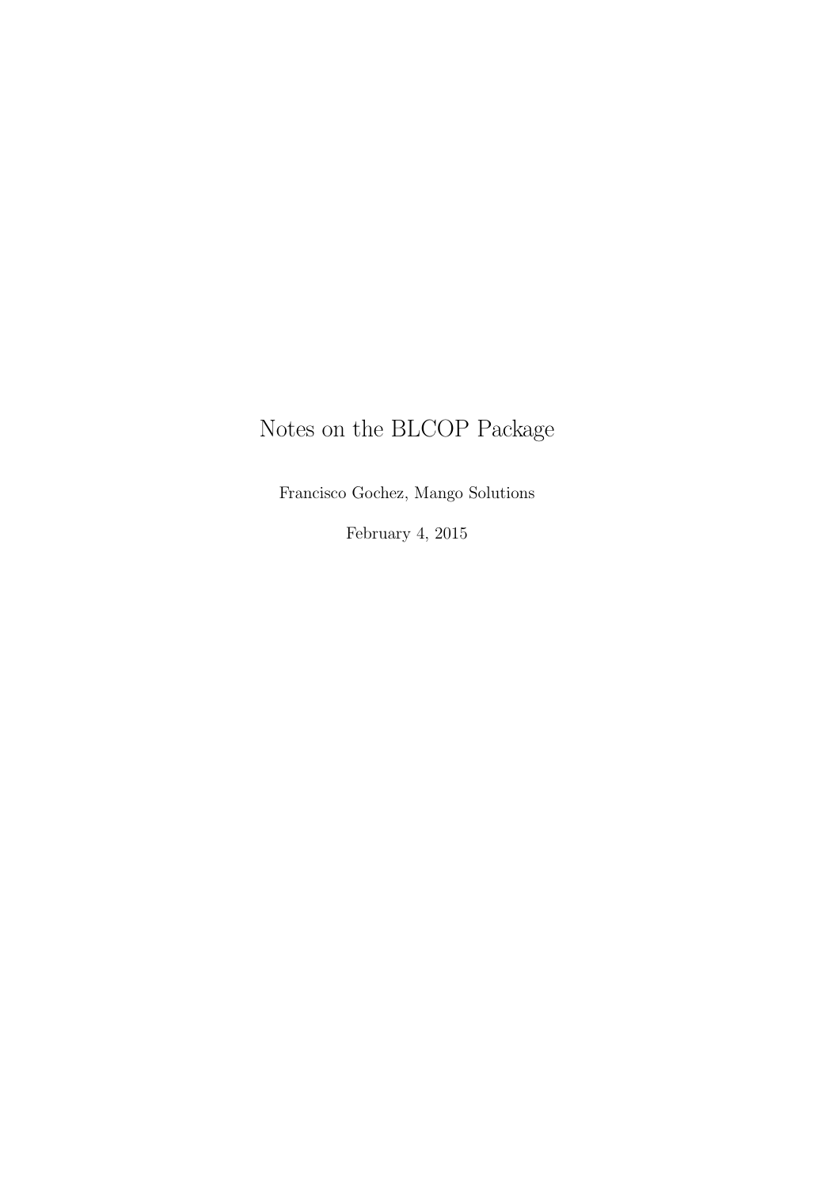# Notes on the BLCOP Package

Francisco Gochez, Mango Solutions

February 4, 2015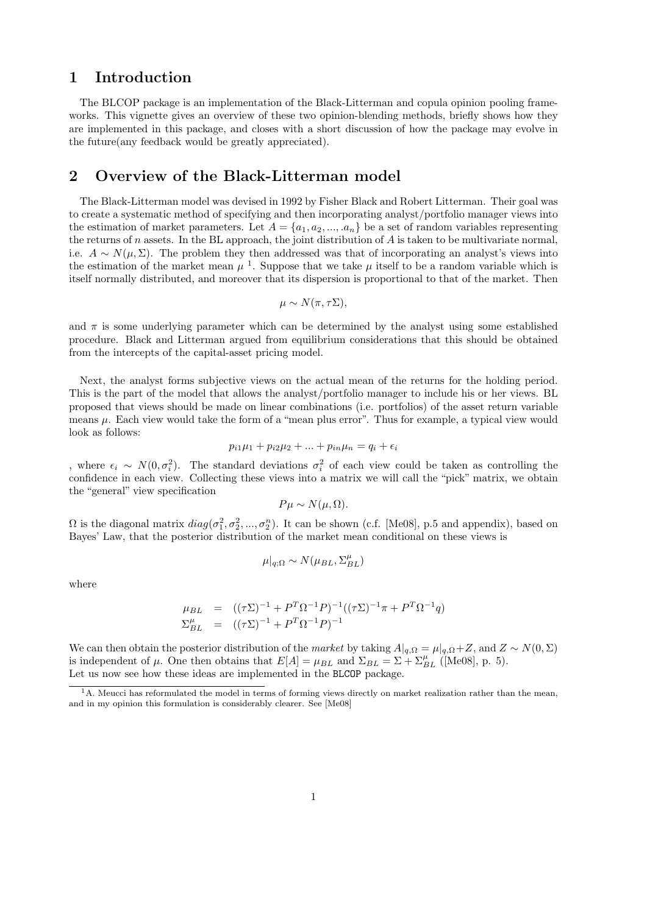# 1 Introduction

The BLCOP package is an implementation of the Black-Litterman and copula opinion pooling frameworks. This vignette gives an overview of these two opinion-blending methods, briefly shows how they are implemented in this package, and closes with a short discussion of how the package may evolve in the future(any feedback would be greatly appreciated).

# 2 Overview of the Black-Litterman model

The Black-Litterman model was devised in 1992 by Fisher Black and Robert Litterman. Their goal was to create a systematic method of specifying and then incorporating analyst/portfolio manager views into the estimation of market parameters. Let $A = \{a_1, a_2, ..., .a_n\}$ be a set of random variables representing the returns of $n$ assets. In the BL approach, the joint distribution of $A$ is taken to be multivariate normal, i.e. $A \sim N(\mu, \Sigma)$. The problem they then addressed was that of incorporating an analyst's views into the estimation of the market mean $\mu$ [1]. Suppose that we take $\mu$ itself to be a random variable which is itself normally distributed, and moreover that its dispersion is proportional to that of the market. Then

$$\mu \sim N(\pi, \tau\Sigma),$$

and $\pi$ is some underlying parameter which can be determined by the analyst using some established procedure. Black and Litterman argued from equilibrium considerations that this should be obtained from the intercepts of the capital-asset pricing model.

Next, the analyst forms subjective views on the actual mean of the returns for the holding period. This is the part of the model that allows the analyst/portfolio manager to include his or her views. BL proposed that views should be made on linear combinations (i.e. portfolios) of the asset return variable means $\mu$. Each view would take the form of a "mean plus error". Thus for example, a typical view would look as follows:

$$p_{i1}\mu_1 + p_{i2}\mu_2 + ... + p_{in}\mu_n = q_i + \epsilon_i$$

, where $\epsilon_i \sim N(0, \sigma_i^2)$. The standard deviations $\sigma_i^2$ of each view could be taken as controlling the confidence in each view. Collecting these views into a matrix we will call the "pick" matrix, we obtain the "general" view specification

$$P\mu \sim N(\mu, \Omega).$$

$\Omega$ is the diagonal matrix $diag(\sigma_1^2, \sigma_2^2, ..., \sigma_2^n)$. It can be shown (c.f. [Me08], p.5 and appendix), based on Bayes' Law, that the posterior distribution of the market mean conditional on these views is

$$\mu|_{q;\Omega} \sim N(\mu_{BL}, \Sigma_{BL}^{\mu})$$

where

$$\begin{aligned}
\mu_{BL} &= ((\tau\Sigma)^{-1} + P^T\Omega^{-1}P)^{-1}((\tau\Sigma)^{-1}\pi + P^T\Omega^{-1}q) \\
\Sigma_{BL}^{\mu} &= ((\tau\Sigma)^{-1} + P^T\Omega^{-1}P)^{-1}
\end{aligned}$$

We can then obtain the posterior distribution of the *market* by taking $A|_{q,\Omega} = \mu|_{q,\Omega} + Z$, and $Z \sim N(0, \Sigma)$ is independent of $\mu$. One then obtains that $E[A] = \mu_{BL}$ and $\Sigma_{BL} = \Sigma + \Sigma_{BL}^{\mu}$ ([Me08], p. 5).
Let us now see how these ideas are implemented in the BLCOP package.

[1] A. Meucci has reformulated the model in terms of forming views directly on market realization rather than the mean, and in my opinion this formulation is considerably clearer. See [Me08]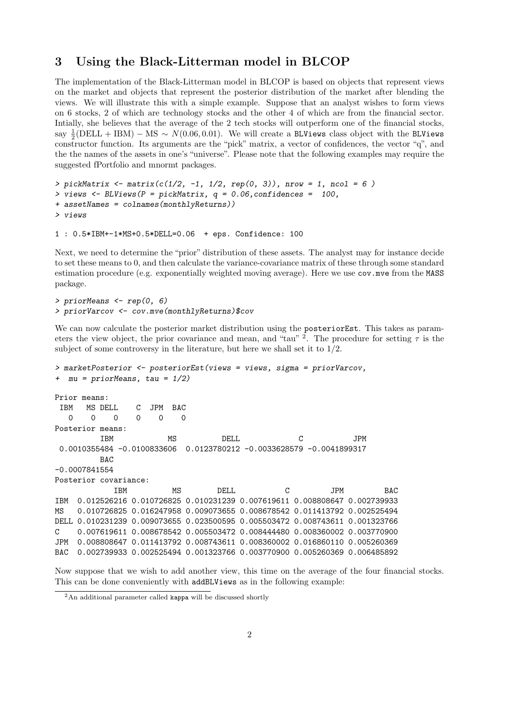## 3 Using the Black-Litterman model in BLCOP

The implementation of the Black-Litterman model in BLCOP is based on objects that represent views on the market and objects that represent the posterior distribution of the market after blending the views. We will illustrate this with a simple example. Suppose that an analyst wishes to form views on 6 stocks, 2 of which are technology stocks and the other 4 of which are from the financial sector. Intially, she believes that the average of the 2 tech stocks will outperform one of the financial stocks, say $\frac{1}{2}(\text{DELL} + \text{IBM}) - \text{MS} \sim N(0.06, 0.01)$. We will create a BLViews class object with the BLViews constructor function. Its arguments are the "pick" matrix, a vector of confidences, the vector "q", and the the names of the assets in one's "universe". Please note that the following examples may require the suggested fPortfolio and mnormt packages.

```
> pickMatrix <- matrix(c(1/2, -1, 1/2, rep(0, 3)), nrow = 1, ncol = 6 )
> views <- BLViews(P = pickMatrix, q = 0.06,confidences =  100,
+ assetNames = colnames(monthlyReturns))
> views

1 : 0.5*IBM+-1*MS+0.5*DELL=0.06  + eps. Confidence: 100
```

Next, we need to determine the "prior" distribution of these assets. The analyst may for instance decide to set these means to 0, and then calculate the variance-covariance matrix of these through some standard estimation procedure (e.g. exponentially weighted moving average). Here we use cov.mve from the MASS package.

```
> priorMeans <- rep(0, 6)
> priorVarcov <- cov.mve(monthlyReturns)$cov
```

We can now calculate the posterior market distribution using the posteriorEst. This takes as parameters the view object, the prior covariance and mean, and "tau" [2]. The procedure for setting $\tau$ is the subject of some controversy in the literature, but here we shall set it to 1/2.

```
> marketPosterior <- posteriorEst(views = views, sigma = priorVarcov,
+  mu = priorMeans, tau = 1/2)

Prior means:
 IBM   MS DELL    C  JPM  BAC 
   0    0    0    0    0    0 
Posterior means:
          IBM            MS          DELL             C           JPM 
 0.0010355484 -0.0100833606  0.0123780212 -0.0033628579 -0.0041899317 
          BAC 
-0.0007841554 
Posterior covariance:
             IBM          MS        DELL           C         JPM         BAC
IBM  0.012526216 0.010726825 0.010231239 0.007619611 0.008808647 0.002739933
MS   0.010726825 0.016247958 0.009073655 0.008678542 0.011413792 0.002525494
DELL 0.010231239 0.009073655 0.023500595 0.005503472 0.008743611 0.001323766
C    0.007619611 0.008678542 0.005503472 0.008444480 0.008360002 0.003770900
JPM  0.008808647 0.011413792 0.008743611 0.008360002 0.016860110 0.005260369
BAC  0.002739933 0.002525494 0.001323766 0.003770900 0.005260369 0.006485892
```

Now suppose that we wish to add another view, this time on the average of the four financial stocks. This can be done conveniently with addBLViews as in the following example:

[2] An additional parameter called kappa will be discussed shortly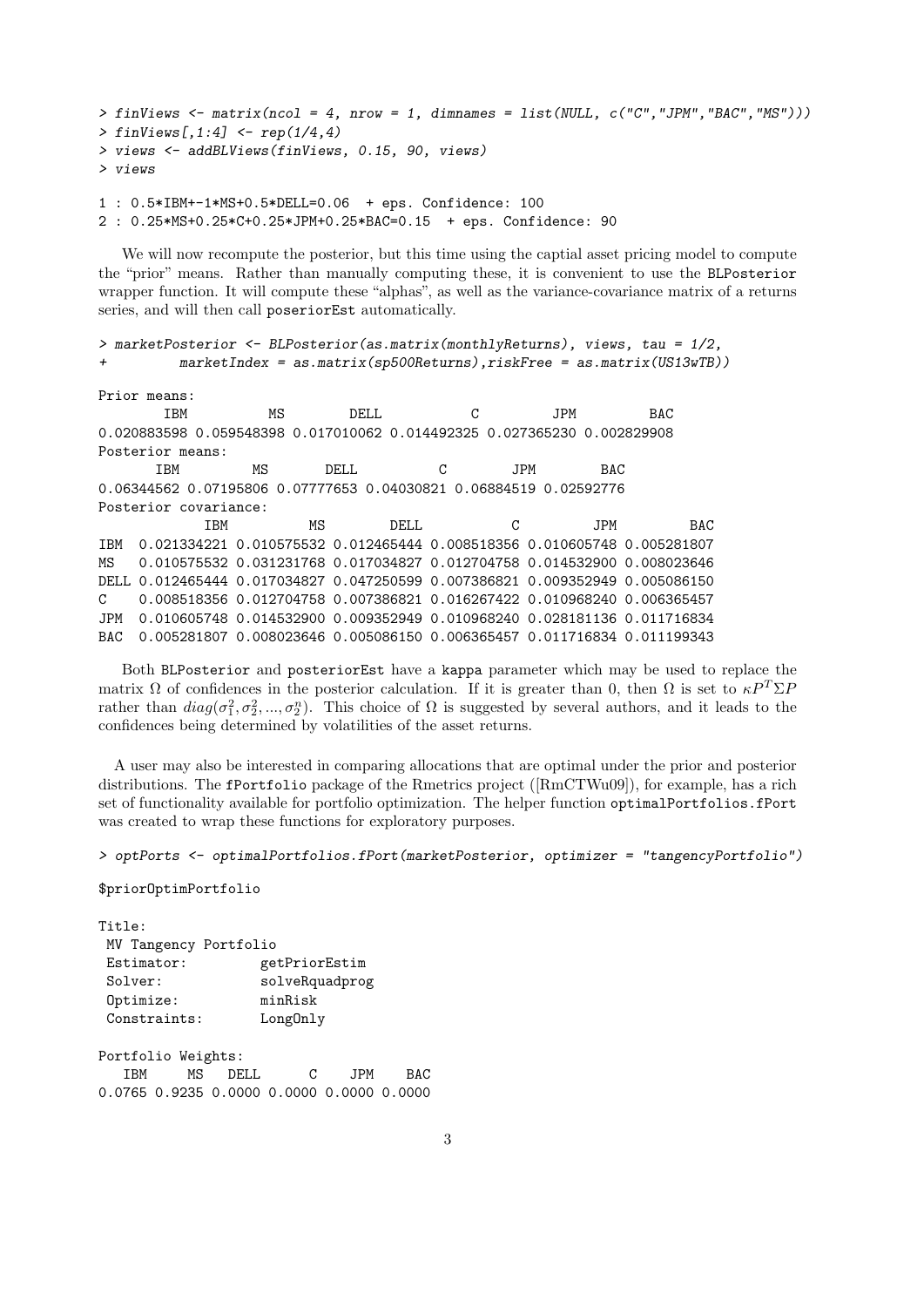```
> finViews <- matrix(ncol = 4, nrow = 1, dimnames = list(NULL, c("C","JPM","BAC","MS")))
> finViews[,1:4] <- rep(1/4,4)
> views <- addBLViews(finViews, 0.15, 90, views)
> views

1 : 0.5*IBM+-1*MS+0.5*DELL=0.06  + eps. Confidence: 100
2 : 0.25*MS+0.25*C+0.25*JPM+0.25*BAC=0.15  + eps. Confidence: 90
```

We will now recompute the posterior, but this time using the captial asset pricing model to compute the "prior" means. Rather than manually computing these, it is convenient to use the BLPosterior wrapper function. It will compute these "alphas", as well as the variance-covariance matrix of a returns series, and will then call poseriorEst automatically.

```
> marketPosterior <- BLPosterior(as.matrix(monthlyReturns), views, tau = 1/2,
+         marketIndex = as.matrix(sp500Returns),riskFree = as.matrix(US13wTB))

Prior means:
        IBM          MS        DELL           C         JPM         BAC
0.020883598 0.059548398 0.017010062 0.014492325 0.027365230 0.002829908
Posterior means:
       IBM         MS       DELL          C        JPM        BAC
0.06344562 0.07195806 0.07777653 0.04030821 0.06884519 0.02592776
Posterior covariance:
            IBM          MS        DELL           C         JPM         BAC
IBM  0.021334221 0.010575532 0.012465444 0.008518356 0.010605748 0.005281807
MS   0.010575532 0.031231768 0.017034827 0.012704758 0.014532900 0.008023646
DELL 0.012465444 0.017034827 0.047250599 0.007386821 0.009352949 0.005086150
C    0.008518356 0.012704758 0.007386821 0.016267422 0.010968240 0.006365457
JPM  0.010605748 0.014532900 0.009352949 0.010968240 0.028181136 0.011716834
BAC  0.005281807 0.008023646 0.005086150 0.006365457 0.011716834 0.011199343
```

Both BLPosterior and posteriorEst have a kappa parameter which may be used to replace the matrix $\Omega$ of confidences in the posterior calculation. If it is greater than 0, then $\Omega$ is set to $\kappa P^T \Sigma P$ rather than $diag(\sigma_1^2, \sigma_2^2, ..., \sigma_2^n)$. This choice of $\Omega$ is suggested by several authors, and it leads to the confidences being determined by volatilities of the asset returns.

A user may also be interested in comparing allocations that are optimal under the prior and posterior distributions. The fPortfolio package of the Rmetrics project ([RmCTWu09]), for example, has a rich set of functionality available for portfolio optimization. The helper function optimalPortfolios.fPort was created to wrap these functions for exploratory purposes.

```
> optPorts <- optimalPortfolios.fPort(marketPosterior, optimizer = "tangencyPortfolio")

$priorOptimPortfolio

Title:
 MV Tangency Portfolio
 Estimator:         getPriorEstim
 Solver:            solveRquadprog
 Optimize:          minRisk
 Constraints:       LongOnly

Portfolio Weights:
   IBM     MS   DELL      C    JPM    BAC
0.0765 0.9235 0.0000 0.0000 0.0000 0.0000
```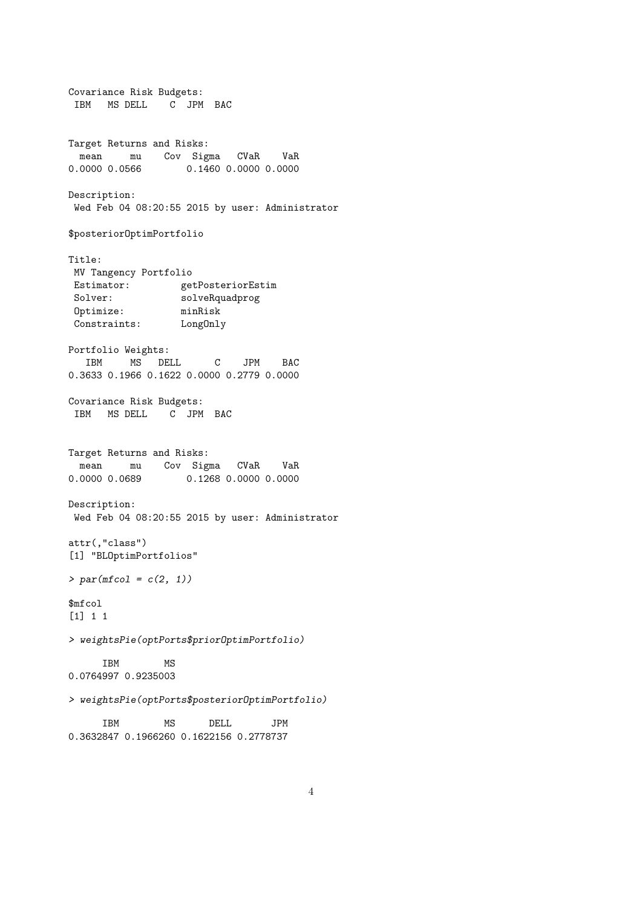```
Covariance Risk Budgets:
 IBM   MS DELL    C  JPM  BAC


Target Returns and Risks:
  mean     mu    Cov  Sigma   CVaR    VaR
0.0000 0.0566        0.1460 0.0000 0.0000

Description:
 Wed Feb 04 08:20:55 2015 by user: Administrator

$posteriorOptimPortfolio

Title:
 MV Tangency Portfolio
 Estimator:         getPosteriorEstim
 Solver:            solveRquadprog
 Optimize:          minRisk
 Constraints:       LongOnly

Portfolio Weights:
   IBM     MS   DELL      C    JPM    BAC
0.3633 0.1966 0.1622 0.0000 0.2779 0.0000

Covariance Risk Budgets:
 IBM   MS DELL    C  JPM  BAC


Target Returns and Risks:
  mean     mu    Cov  Sigma   CVaR    VaR
0.0000 0.0689        0.1268 0.0000 0.0000

Description:
 Wed Feb 04 08:20:55 2015 by user: Administrator

attr(,"class")
[1] "BLOptimPortfolios"
```

```
> par(mfcol = c(2, 1))
```

```
$mfcol
[1] 1 1
```

```
> weightsPie(optPorts$priorOptimPortfolio)
```

```
      IBM        MS
0.0764997 0.9235003
```

```
> weightsPie(optPorts$posteriorOptimPortfolio)
```

```
      IBM        MS      DELL       JPM
0.3632847 0.1966260 0.1622156 0.2778737
```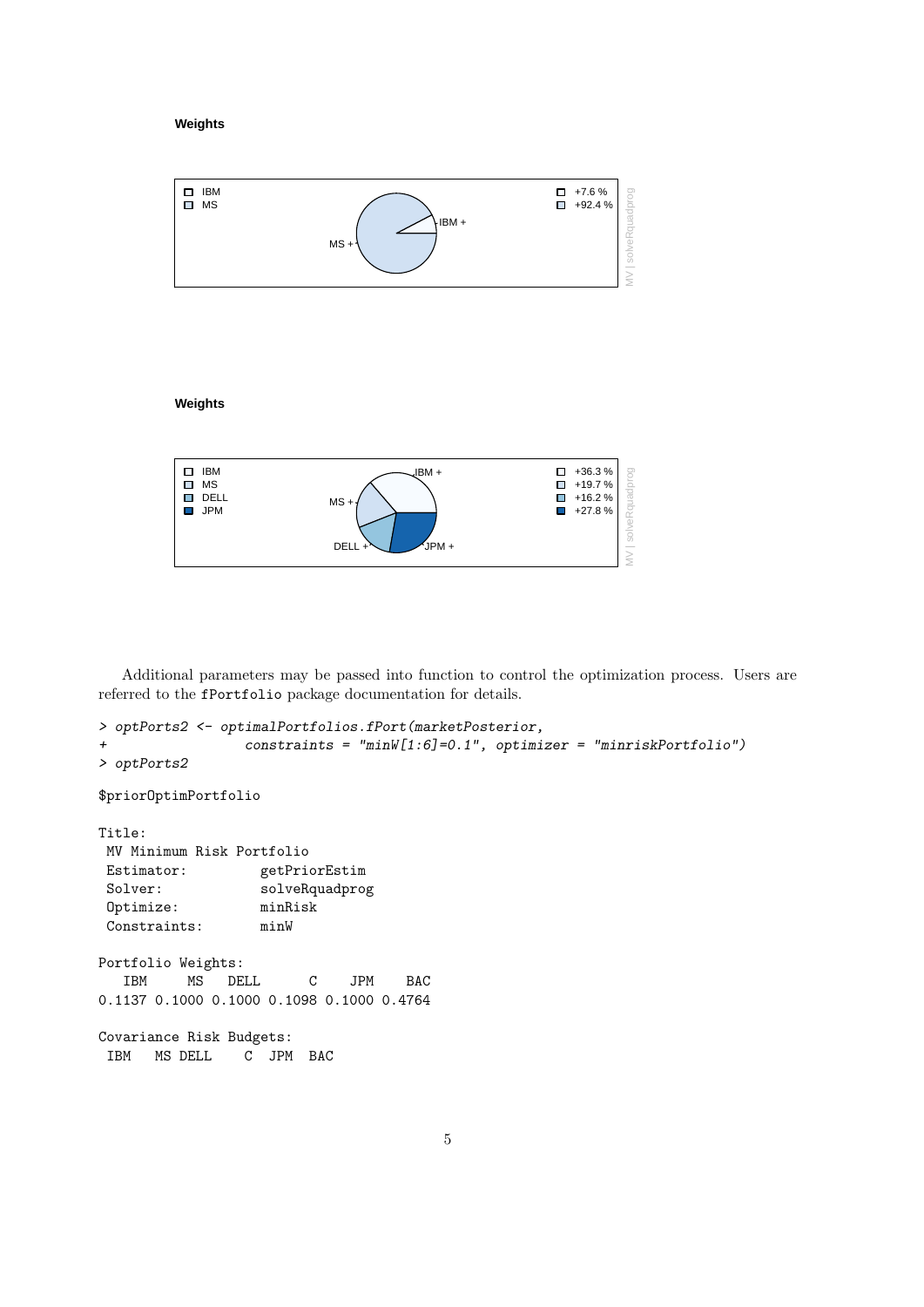**Weights**

**Weights**

Additional parameters may be passed into function to control the optimization process. Users are referred to the `fPortfolio` package documentation for details.

```
> optPorts2 <- optimalPortfolios.fPort(marketPosterior,
+                 constraints = "minW[1:6]=0.1", optimizer = "minriskPortfolio")
> optPorts2

$priorOptimPortfolio

Title:
 MV Minimum Risk Portfolio
 Estimator:         getPriorEstim
 Solver:            solveRquadprog
 Optimize:          minRisk
 Constraints:       minW

Portfolio Weights:
   IBM     MS   DELL      C    JPM    BAC
0.1137 0.1000 0.1000 0.1098 0.1000 0.4764

Covariance Risk Budgets:
 IBM   MS DELL    C  JPM  BAC
```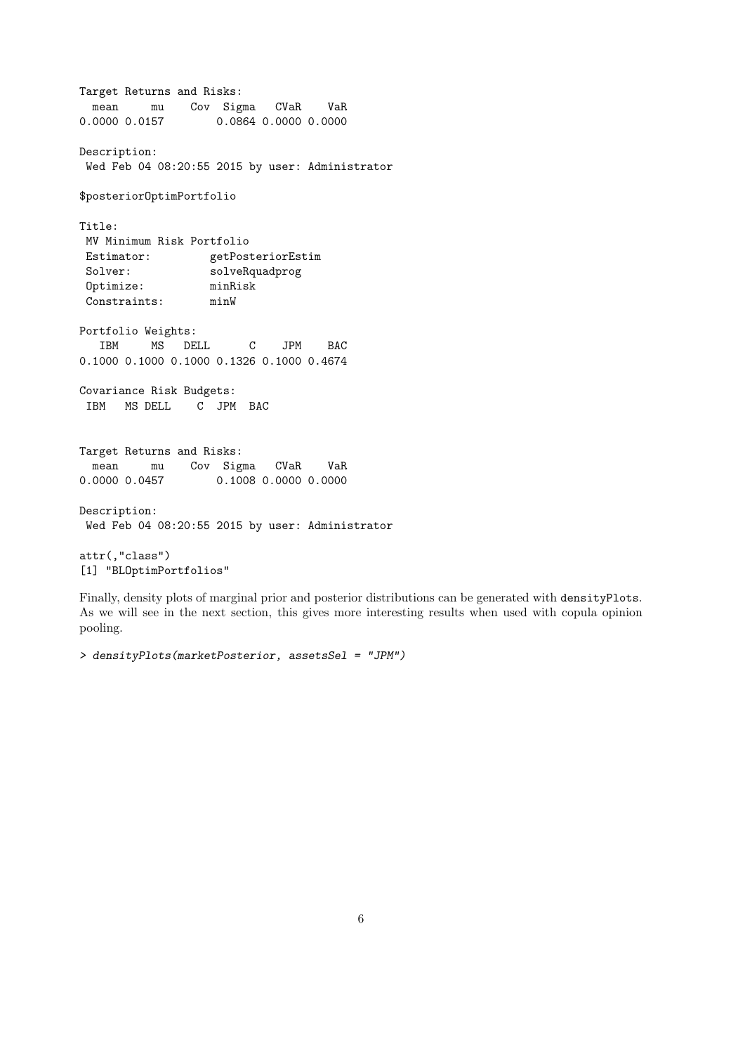```
Target Returns and Risks:
  mean     mu    Cov  Sigma   CVaR    VaR
0.0000 0.0157        0.0864 0.0000 0.0000

Description:
 Wed Feb 04 08:20:55 2015 by user: Administrator

$posteriorOptimPortfolio

Title:
 MV Minimum Risk Portfolio
 Estimator:         getPosteriorEstim
 Solver:            solveRquadprog
 Optimize:          minRisk
 Constraints:       minW

Portfolio Weights:
   IBM     MS   DELL      C    JPM    BAC
0.1000 0.1000 0.1000 0.1326 0.1000 0.4674

Covariance Risk Budgets:
 IBM   MS DELL    C  JPM  BAC


Target Returns and Risks:
  mean     mu    Cov  Sigma   CVaR    VaR
0.0000 0.0457        0.1008 0.0000 0.0000

Description:
 Wed Feb 04 08:20:55 2015 by user: Administrator

attr(,"class")
[1] "BLOptimPortfolios"
```

Finally, density plots of marginal prior and posterior distributions can be generated with `densityPlots`. As we will see in the next section, this gives more interesting results when used with copula opinion pooling.

```
> densityPlots(marketPosterior, assetsSel = "JPM")
```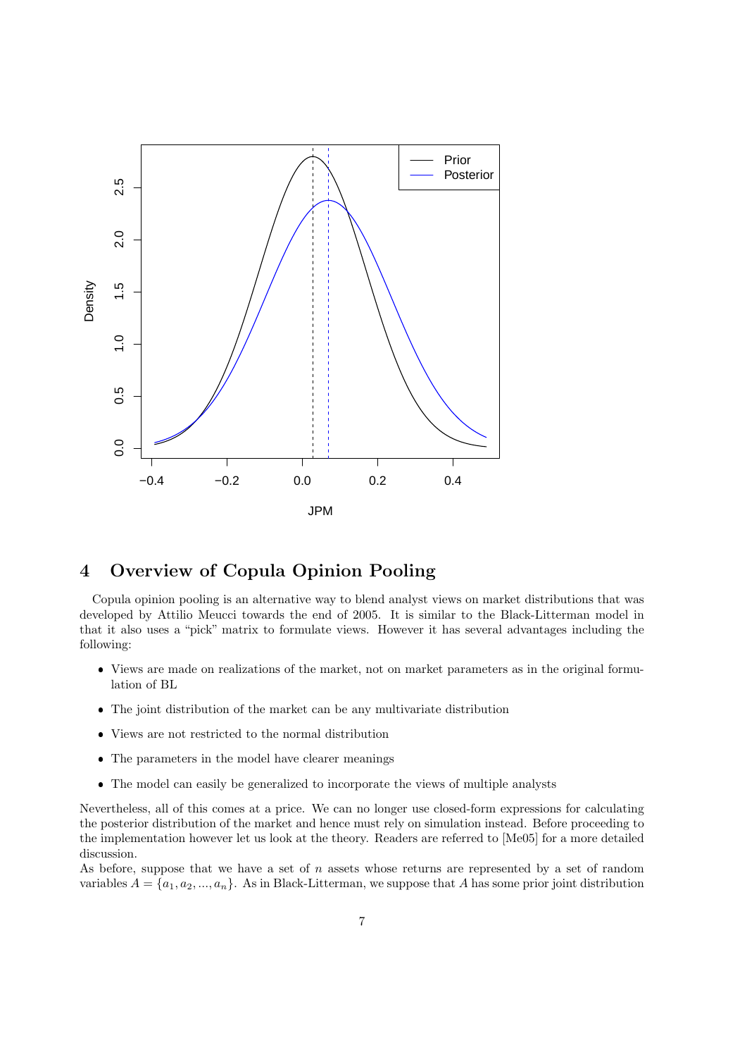## 4 Overview of Copula Opinion Pooling

Copula opinion pooling is an alternative way to blend analyst views on market distributions that was developed by Attilio Meucci towards the end of 2005. It is similar to the Black-Litterman model in that it also uses a "pick" matrix to formulate views. However it has several advantages including the following:

- Views are made on realizations of the market, not on market parameters as in the original formulation of BL
- The joint distribution of the market can be any multivariate distribution
- Views are not restricted to the normal distribution
- The parameters in the model have clearer meanings
- The model can easily be generalized to incorporate the views of multiple analysts

Nevertheless, all of this comes at a price. We can no longer use closed-form expressions for calculating the posterior distribution of the market and hence must rely on simulation instead. Before proceeding to the implementation however let us look at the theory. Readers are referred to [Me05] for a more detailed discussion.

As before, suppose that we have a set of $n$ assets whose returns are represented by a set of random variables $A = \{a_1, a_2, ..., a_n\}$. As in Black-Litterman, we suppose that $A$ has some prior joint distribution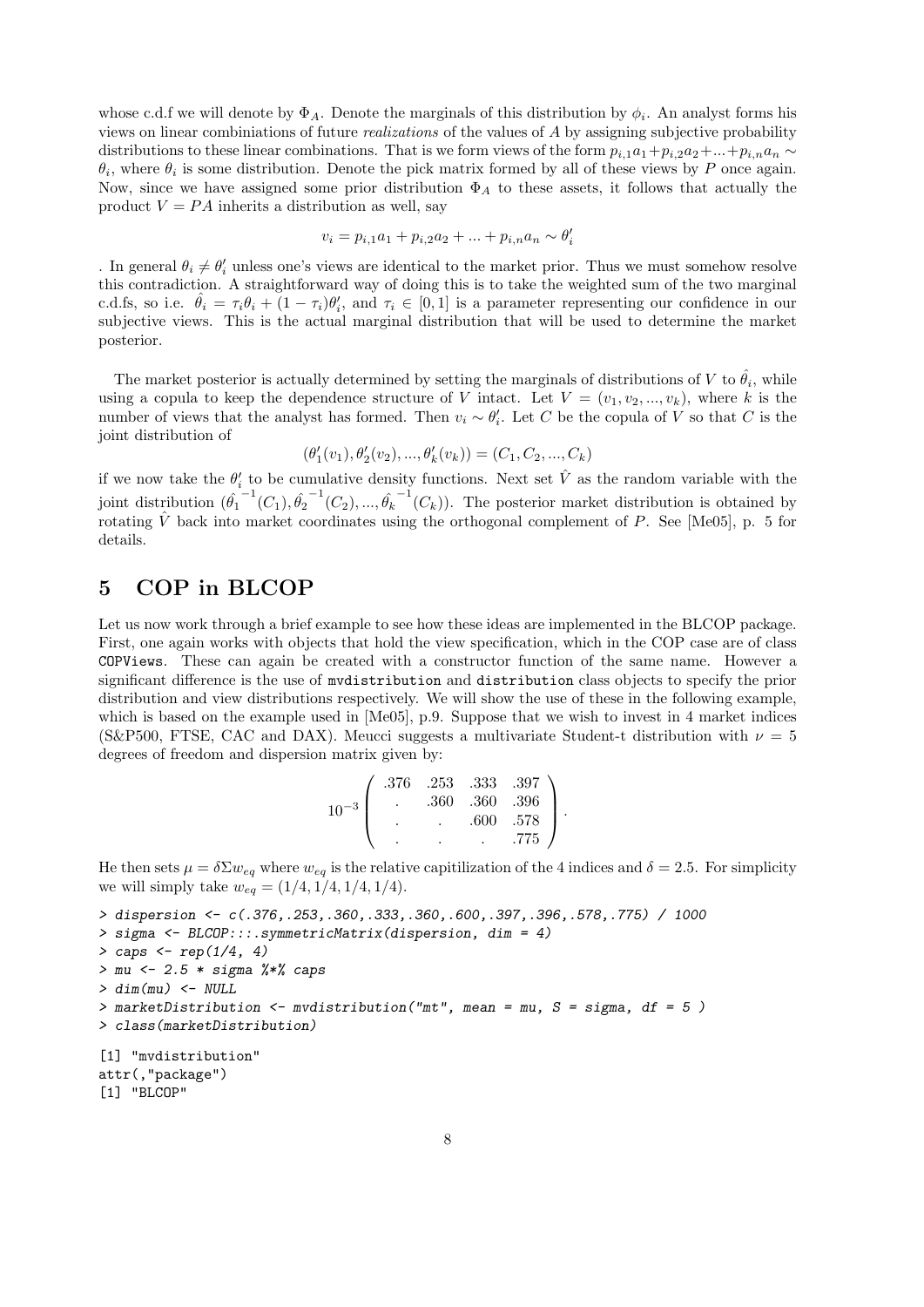whose c.d.f we will denote by $\Phi_A$. Denote the marginals of this distribution by $\phi_i$. An analyst forms his views on linear combiniations of future *realizations* of the values of $A$ by assigning subjective probability distributions to these linear combinations. That is we form views of the form $p_{i,1}a_1 + p_{i,2}a_2 + ... + p_{i,n}a_n \sim \theta_i$, where $\theta_i$ is some distribution. Denote the pick matrix formed by all of these views by $P$ once again. Now, since we have assigned some prior distribution $\Phi_A$ to these assets, it follows that actually the product $V = PA$ inherits a distribution as well, say

$$v_i = p_{i,1}a_1 + p_{i,2}a_2 + ... + p_{i,n}a_n \sim \theta'_i$$

. In general $\theta_i \neq \theta'_i$ unless one's views are identical to the market prior. Thus we must somehow resolve this contradiction. A straightforward way of doing this is to take the weighted sum of the two marginal c.d.fs, so i.e. $\hat{\theta}_i = \tau_i\theta_i + (1-\tau_i)\theta'_i$, and $\tau_i \in [0,1]$ is a parameter representing our confidence in our subjective views. This is the actual marginal distribution that will be used to determine the market posterior.

The market posterior is actually determined by setting the marginals of distributions of $V$ to $\hat{\theta}_i$, while using a copula to keep the dependence structure of $V$ intact. Let $V = (v_1, v_2, ..., v_k)$, where $k$ is the number of views that the analyst has formed. Then $v_i \sim \theta'_i$. Let $C$ be the copula of $V$ so that $C$ is the joint distribution of

$$(\theta'_1(v_1), \theta'_2(v_2), ..., \theta'_k(v_k)) = (C_1, C_2, ..., C_k)$$

if we now take the $\theta'_i$ to be cumulative density functions. Next set $\hat{V}$ as the random variable with the joint distribution $(\hat{\theta_1}^{-1}(C_1), \hat{\theta_2}^{-1}(C_2), ..., \hat{\theta_k}^{-1}(C_k))$. The posterior market distribution is obtained by rotating $\hat{V}$ back into market coordinates using the orthogonal complement of $P$. See [Me05], p. 5 for details.

# 5 COP in BLCOP

Let us now work through a brief example to see how these ideas are implemented in the BLCOP package. First, one again works with objects that hold the view specification, which in the COP case are of class `COPViews`. These can again be created with a constructor function of the same name. However a significant difference is the use of `mvdistribution` and `distribution` class objects to specify the prior distribution and view distributions respectively. We will show the use of these in the following example, which is based on the example used in [Me05], p.9. Suppose that we wish to invest in 4 market indices (S&P500, FTSE, CAC and DAX). Meucci suggests a multivariate Student-t distribution with $\nu = 5$ degrees of freedom and dispersion matrix given by:

$$10^{-3}\begin{pmatrix} .376 & .253 & .333 & .397 \\ . & .360 & .360 & .396 \\ . & . & .600 & .578 \\ . & . & . & .775 \end{pmatrix}.$$

He then sets $\mu = \delta\Sigma w_{eq}$ where $w_{eq}$ is the relative capitilization of the 4 indices and $\delta = 2.5$. For simplicity we will simply take $w_{eq} = (1/4, 1/4, 1/4, 1/4)$.

```
> dispersion <- c(.376,.253,.360,.333,.360,.600,.397,.396,.578,.775) / 1000
> sigma <- BLCOP:::.symmetricMatrix(dispersion, dim = 4)
> caps <- rep(1/4, 4)
> mu <- 2.5 * sigma %*% caps
> dim(mu) <- NULL
> marketDistribution <- mvdistribution("mt", mean = mu, S = sigma, df = 5 )
> class(marketDistribution)

[1] "mvdistribution"
attr(,"package")
[1] "BLCOP"
```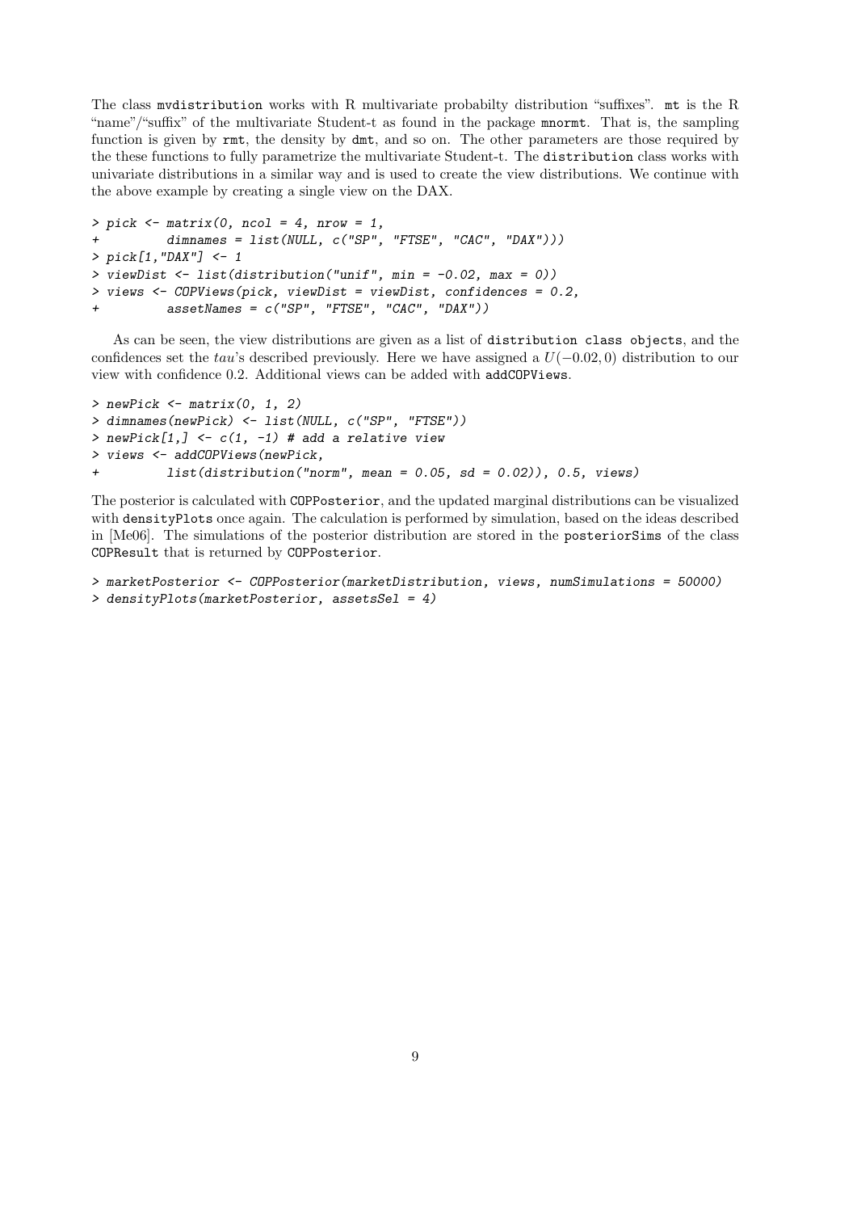The class `mvdistribution` works with R multivariate probabilty distribution "suffixes". `mt` is the R "name"/"suffix" of the multivariate Student-t as found in the package `mnormt`. That is, the sampling function is given by `rmt`, the density by `dmt`, and so on. The other parameters are those required by the these functions to fully parametrize the multivariate Student-t. The `distribution` class works with univariate distributions in a similar way and is used to create the view distributions. We continue with the above example by creating a single view on the DAX.

```
> pick <- matrix(0, ncol = 4, nrow = 1,
+         dimnames = list(NULL, c("SP", "FTSE", "CAC", "DAX")))
> pick[1,"DAX"] <- 1
> viewDist <- list(distribution("unif", min = -0.02, max = 0))
> views <- COPViews(pick, viewDist = viewDist, confidences = 0.2,
+         assetNames = c("SP", "FTSE", "CAC", "DAX"))
```

As can be seen, the view distributions are given as a list of `distribution class objects`, and the confidences set the *tau*'s described previously. Here we have assigned a $U(-0.02, 0)$ distribution to our view with confidence 0.2. Additional views can be added with `addCOPViews`.

```
> newPick <- matrix(0, 1, 2)
> dimnames(newPick) <- list(NULL, c("SP", "FTSE"))
> newPick[1,] <- c(1, -1) # add a relative view
> views <- addCOPViews(newPick,
+         list(distribution("norm", mean = 0.05, sd = 0.02)), 0.5, views)
```

The posterior is calculated with `COPPosterior`, and the updated marginal distributions can be visualized with `densityPlots` once again. The calculation is performed by simulation, based on the ideas described in [Me06]. The simulations of the posterior distribution are stored in the `posteriorSims` of the class `COPResult` that is returned by `COPPosterior`.

```
> marketPosterior <- COPPosterior(marketDistribution, views, numSimulations = 50000)
> densityPlots(marketPosterior, assetsSel = 4)
```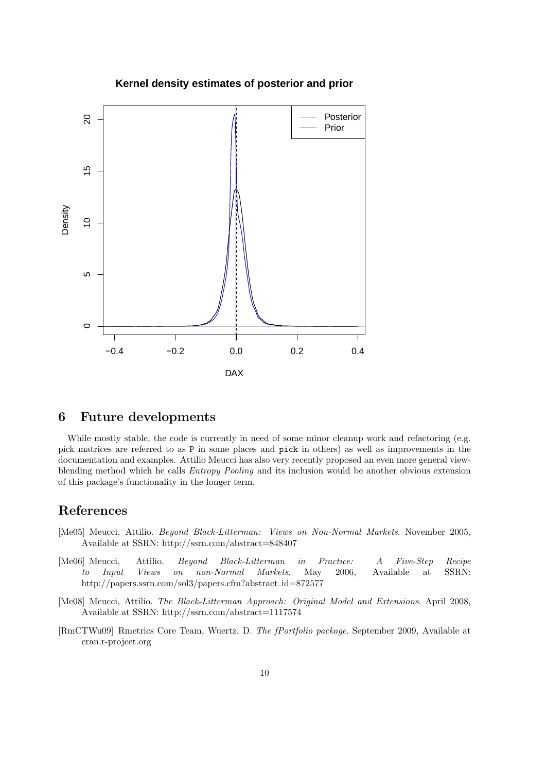## 6 Future developments

While mostly stable, the code is currently in need of some minor cleanup work and refactoring (e.g. pick matrices are referred to as `P` in some places and `pick` in others) as well as improvements in the documentation and examples. Attilio Meucci has also very recently proposed an even more general view-blending method which he calls *Entropy Pooling* and its inclusion would be another obvious extension of this package's functionality in the longer term.

## References

[Me05] Meucci, Attilio. *Beyond Black-Litterman: Views on Non-Normal Markets*. November 2005, Available at SSRN: http://ssrn.com/abstract=848407

[Me06] Meucci, Attilio. *Beyond Black-Litterman in Practice: A Five-Step Recipe to Input Views on non-Normal Markets*. May 2006, Available at SSRN: http://papers.ssrn.com/sol3/papers.cfm?abstract_id=872577

[Me08] Meucci, Attilio. *The Black-Litterman Approach: Original Model and Extensions*. April 2008, Available at SSRN: http://ssrn.com/abstract=1117574

[RmCTWu09] Rmetrics Core Team, Wuertz, D. *The fPortfolio package*. September 2009, Available at cran.r-project.org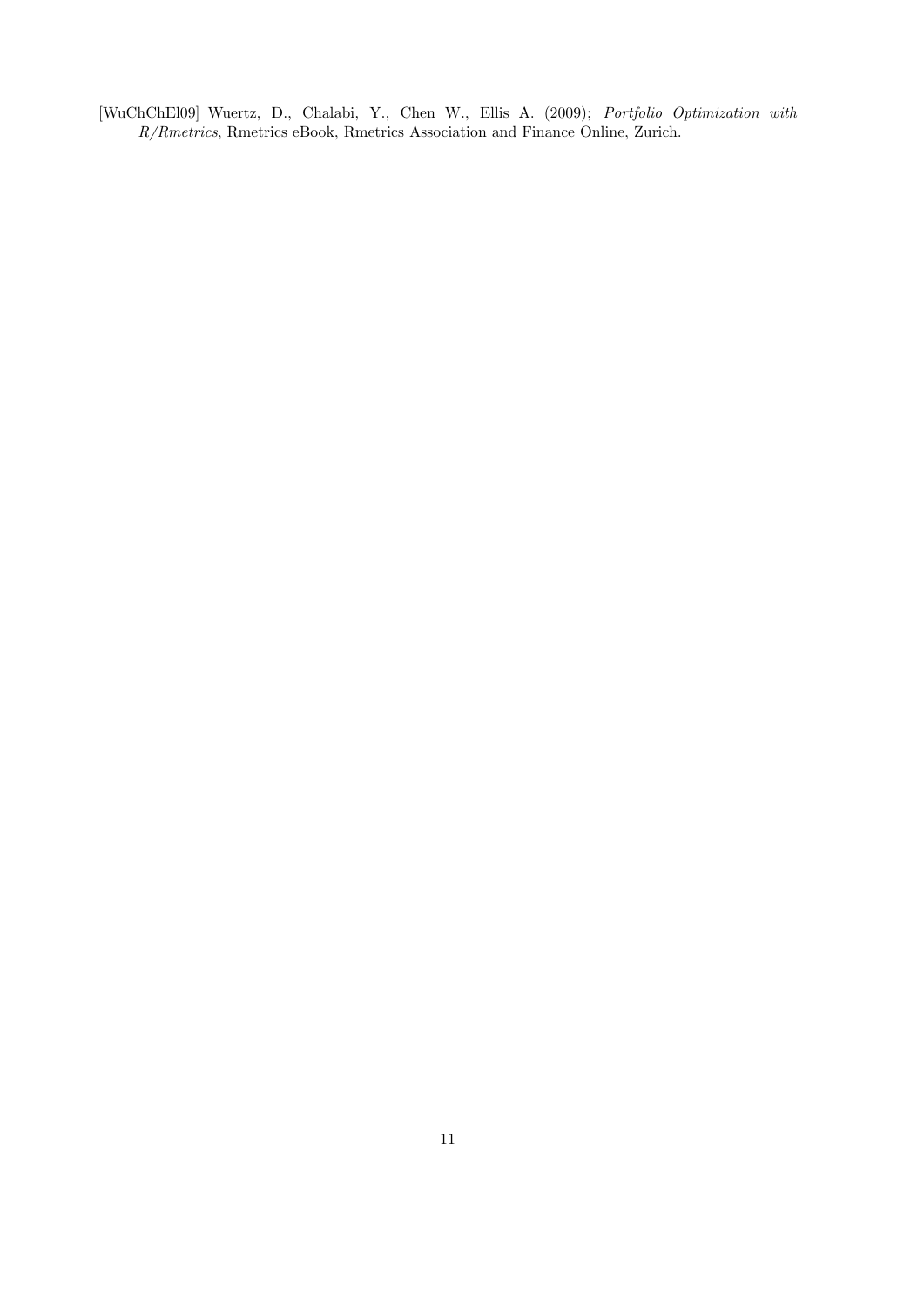[WuChChEl09] Wuertz, D., Chalabi, Y., Chen W., Ellis A. (2009); *Portfolio Optimization with R/Rmetrics*, Rmetrics eBook, Rmetrics Association and Finance Online, Zurich.